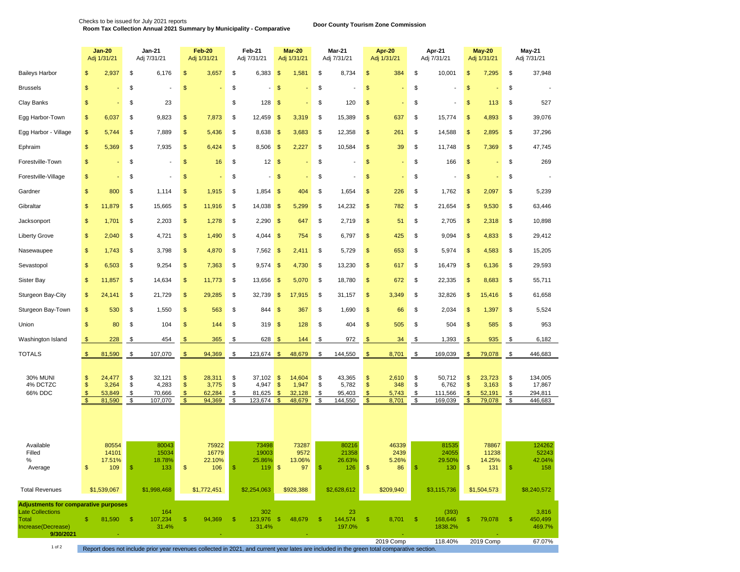Checks to be issued for July 2021 reports

**Room Tax Collection Annual 2021 Summary by Municipality - Comparative**

**Door County Tourism Zone Commission**

| | **Jan-20** Adj 1/31/21 | **Jan-21** Adj 7/31/21 | **Feb-20** Adj 1/31/21 | **Feb-21** Adj 7/31/21 | **Mar-20** Adj 1/31/21 | **Mar-21** Adj 7/31/21 | **Apr-20** Adj 1/31/21 | **Apr-21** Adj 7/31/21 | **May-20** Adj 1/31/21 | **May-21** Adj 7/31/21 |
|---|---|---|---|---|---|---|---|---|---|---|
| Baileys Harbor | $ 2,937 | $ 6,176 | $ 3,657 | $ 6,383 | $ 1,581 | $ 8,734 | $ 384 | $ 10,001 | $ 7,295 | $ 37,948 |
| Brussels | $ - | $ - | $ - | $ - | $ - | $ - | $ - | $ - | $ - | $ - |
| Clay Banks | $ - | $ 23 | | $ 128 | $ - | $ 120 | $ - | $ - | $ 113 | $ 527 |
| Egg Harbor-Town | $ 6,037 | $ 9,823 | $ 7,873 | $ 12,459 | $ 3,319 | $ 15,389 | $ 637 | $ 15,774 | $ 4,893 | $ 39,076 |
| Egg Harbor - Village | $ 5,744 | $ 7,889 | $ 5,436 | $ 8,638 | $ 3,683 | $ 12,358 | $ 261 | $ 14,588 | $ 2,895 | $ 37,296 |
| Ephraim | $ 5,369 | $ 7,935 | $ 6,424 | $ 8,506 | $ 2,227 | $ 10,584 | $ 39 | $ 11,748 | $ 7,369 | $ 47,745 |
| Forestville-Town | $ - | $ - | $ 16 | $ 12 | $ - | $ - | $ - | $ 166 | $ - | $ 269 |
| Forestville-Village | $ - | $ - | $ - | $ - | $ - | $ - | $ - | $ - | $ - | $ - |
| Gardner | $ 800 | $ 1,114 | $ 1,915 | $ 1,854 | $ 404 | $ 1,654 | $ 226 | $ 1,762 | $ 2,097 | $ 5,239 |
| Gibraltar | $ 11,879 | $ 15,665 | $ 11,916 | $ 14,038 | $ 5,299 | $ 14,232 | $ 782 | $ 21,654 | $ 9,530 | $ 63,446 |
| Jacksonport | $ 1,701 | $ 2,203 | $ 1,278 | $ 2,290 | $ 647 | $ 2,719 | $ 51 | $ 2,705 | $ 2,318 | $ 10,898 |
| Liberty Grove | $ 2,040 | $ 4,721 | $ 1,490 | $ 4,044 | $ 754 | $ 6,797 | $ 425 | $ 9,094 | $ 4,833 | $ 29,412 |
| Nasewaupee | $ 1,743 | $ 3,798 | $ 4,870 | $ 7,562 | $ 2,411 | $ 5,729 | $ 653 | $ 5,974 | $ 4,583 | $ 15,205 |
| Sevastopol | $ 6,503 | $ 9,254 | $ 7,363 | $ 9,574 | $ 4,730 | $ 13,230 | $ 617 | $ 16,479 | $ 6,136 | $ 29,593 |
| Sister Bay | $ 11,857 | $ 14,634 | $ 11,773 | $ 13,656 | $ 5,070 | $ 18,780 | $ 672 | $ 22,335 | $ 8,683 | $ 55,711 |
| Sturgeon Bay-City | $ 24,141 | $ 21,729 | $ 29,285 | $ 32,739 | $ 17,915 | $ 31,157 | $ 3,349 | $ 32,826 | $ 15,416 | $ 61,658 |
| Sturgeon Bay-Town | $ 530 | $ 1,550 | $ 563 | $ 844 | $ 367 | $ 1,690 | $ 66 | $ 2,034 | $ 1,397 | $ 5,524 |
| Union | $ 80 | $ 104 | $ 144 | $ 319 | $ 128 | $ 404 | $ 505 | $ 504 | $ 585 | $ 953 |
| Washington Island | $ 228 | $ 454 | $ 365 | $ 628 | $ 144 | $ 972 | $ 34 | $ 1,393 | $ 935 | $ 6,182 |
| TOTALS | $ 81,590 | $ 107,070 | $ 94,369 | $ 123,674 | $ 48,679 | $ 144,550 | $ 8,701 | $ 169,039 | $ 79,078 | $ 446,683 |
| 30% MUNI | $ 24,477 | $ 32,121 | $ 28,311 | $ 37,102 | $ 14,604 | $ 43,365 | $ 2,610 | $ 50,712 | $ 23,723 | $ 134,005 |
| 4% DCTZC | $ 3,264 | $ 4,283 | $ 3,775 | $ 4,947 | $ 1,947 | $ 5,782 | $ 348 | $ 6,762 | $ 3,163 | $ 17,867 |
| 66% DDC | $ 53,849 | $ 70,666 | $ 62,284 | $ 81,625 | $ 32,128 | $ 95,403 | $ 5,743 | $ 111,566 | $ 52,191 | $ 294,811 |
| | $ 81,590 | $ 107,070 | $ 94,369 | $ 123,674 | $ 48,679 | $ 144,550 | $ 8,701 | $ 169,039 | $ 79,078 | $ 446,683 |
| Available | 80554 | 80043 | 75922 | 73498 | 73287 | 80216 | 46339 | 81535 | 78867 | 124262 |
| Filled | 14101 | 15034 | 16779 | 19003 | 9572 | 21358 | 2439 | 24055 | 11238 | 52243 |
| % | 17.51% | 18.78% | 22.10% | 25.86% | 13.06% | 26.63% | 5.26% | 29.50% | 14.25% | 42.04% |
| Average | $ 109 | $ 133 | $ 106 | $ 119 | $ 97 | $ 126 | $ 86 | $ 130 | $ 131 | $ 158 |
| Total Revenues | $1,539,067 | $1,998,468 | $1,772,451 | $2,254,063 | $928,388 | $2,628,612 | $209,940 | $3,115,736 | $1,504,573 | $8,240,572 |
| **Adjustments for comparative purposes** | | | | | | | | | | |
| Late Collections | | 164 | | 302 | | 23 | | (393) | | 3,816 |
| Total | $ 81,590 | $ 107,234 | $ 94,369 | $ 123,976 | $ 48,679 | $ 144,574 | $ 8,701 | $ 168,646 | $ 79,078 | $ 450,499 |
| Increase(Decrease) | | 31.4% | | 31.4% | | 197.0% | | 1838.2% | | 469.7% |
| **9/30/2021** | - | | - | | - | | - | | - | |
| | | | | | | | 2019 Comp | 118.40% | 2019 Comp | 67.07% |

Report does not include prior year revenues collected in 2021, and current year lates are included in the green total comparative section.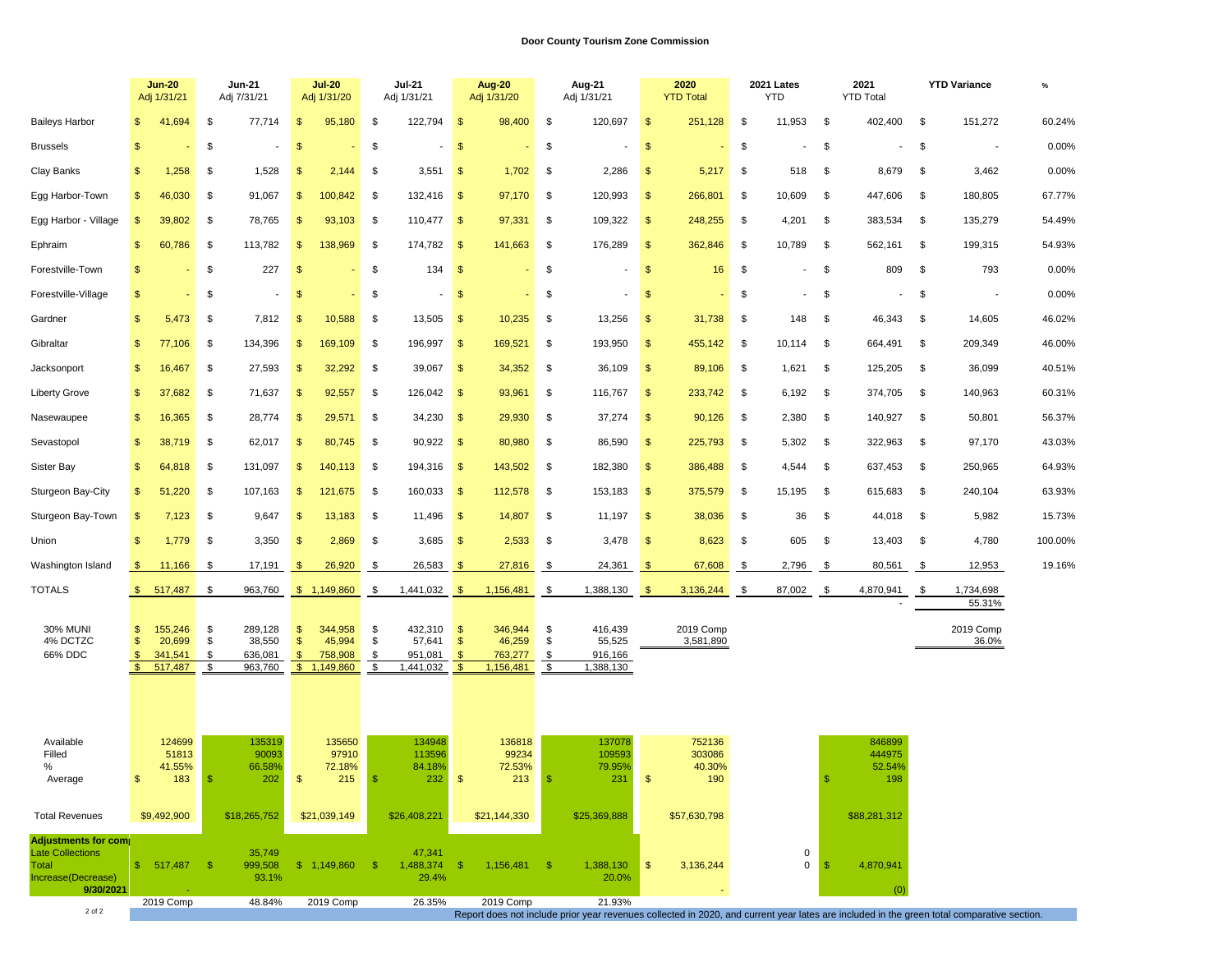**Door County Tourism Zone Commission**

| | Jun-20 Adj 1/31/21 | Jun-21 Adj 7/31/21 | Jul-20 Adj 1/31/20 | Jul-21 Adj 1/31/21 | Aug-20 Adj 1/31/20 | Aug-21 Adj 1/31/21 | 2020 YTD Total | 2021 Lates YTD | 2021 YTD Total | YTD Variance | % |
|---|---|---|---|---|---|---|---|---|---|---|---|
| Baileys Harbor | $ 41,694 | $ 77,714 | $ 95,180 | $ 122,794 | $ 98,400 | $ 120,697 | $ 251,128 | $ 11,953 | $ 402,400 | $ 151,272 | 60.24% |
| Brussels | $ - | $ - | $ - | $ - | $ - | $ - | $ - | $ - | $ - | $ - | 0.00% |
| Clay Banks | $ 1,258 | $ 1,528 | $ 2,144 | $ 3,551 | $ 1,702 | $ 2,286 | $ 5,217 | $ 518 | $ 8,679 | $ 3,462 | 0.00% |
| Egg Harbor-Town | $ 46,030 | $ 91,067 | $ 100,842 | $ 132,416 | $ 97,170 | $ 120,993 | $ 266,801 | $ 10,609 | $ 447,606 | $ 180,805 | 67.77% |
| Egg Harbor - Village | $ 39,802 | $ 78,765 | $ 93,103 | $ 110,477 | $ 97,331 | $ 109,322 | $ 248,255 | $ 4,201 | $ 383,534 | $ 135,279 | 54.49% |
| Ephraim | $ 60,786 | $ 113,782 | $ 138,969 | $ 174,782 | $ 141,663 | $ 176,289 | $ 362,846 | $ 10,789 | $ 562,161 | $ 199,315 | 54.93% |
| Forestville-Town | $ - | $ 227 | $ - | $ 134 | $ - | $ - | $ 16 | $ - | $ 809 | $ 793 | 0.00% |
| Forestville-Village | $ - | $ - | $ - | $ - | $ - | $ - | $ - | $ - | $ - | $ - | 0.00% |
| Gardner | $ 5,473 | $ 7,812 | $ 10,588 | $ 13,505 | $ 10,235 | $ 13,256 | $ 31,738 | $ 148 | $ 46,343 | $ 14,605 | 46.02% |
| Gibraltar | $ 77,106 | $ 134,396 | $ 169,109 | $ 196,997 | $ 169,521 | $ 193,950 | $ 455,142 | $ 10,114 | $ 664,491 | $ 209,349 | 46.00% |
| Jacksonport | $ 16,467 | $ 27,593 | $ 32,292 | $ 39,067 | $ 34,352 | $ 36,109 | $ 89,106 | $ 1,621 | $ 125,205 | $ 36,099 | 40.51% |
| Liberty Grove | $ 37,682 | $ 71,637 | $ 92,557 | $ 126,042 | $ 93,961 | $ 116,767 | $ 233,742 | $ 6,192 | $ 374,705 | $ 140,963 | 60.31% |
| Nasewaupee | $ 16,365 | $ 28,774 | $ 29,571 | $ 34,230 | $ 29,930 | $ 37,274 | $ 90,126 | $ 2,380 | $ 140,927 | $ 50,801 | 56.37% |
| Sevastopol | $ 38,719 | $ 62,017 | $ 80,745 | $ 90,922 | $ 80,980 | $ 86,590 | $ 225,793 | $ 5,302 | $ 322,963 | $ 97,170 | 43.03% |
| Sister Bay | $ 64,818 | $ 131,097 | $ 140,113 | $ 194,316 | $ 143,502 | $ 182,380 | $ 386,488 | $ 4,544 | $ 637,453 | $ 250,965 | 64.93% |
| Sturgeon Bay-City | $ 51,220 | $ 107,163 | $ 121,675 | $ 160,033 | $ 112,578 | $ 153,183 | $ 375,579 | $ 15,195 | $ 615,683 | $ 240,104 | 63.93% |
| Sturgeon Bay-Town | $ 7,123 | $ 9,647 | $ 13,183 | $ 11,496 | $ 14,807 | $ 11,197 | $ 38,036 | $ 36 | $ 44,018 | $ 5,982 | 15.73% |
| Union | $ 1,779 | $ 3,350 | $ 2,869 | $ 3,685 | $ 2,533 | $ 3,478 | $ 8,623 | $ 605 | $ 13,403 | $ 4,780 | 100.00% |
| Washington Island | $ 11,166 | $ 17,191 | $ 26,920 | $ 26,583 | $ 27,816 | $ 24,361 | $ 67,608 | $ 2,796 | $ 80,561 | $ 12,953 | 19.16% |
| TOTALS | $ 517,487 | $ 963,760 | $ 1,149,860 | $ 1,441,032 | $ 1,156,481 | $ 1,388,130 | $ 3,136,244 | $ 87,002 | $ 4,870,941 | $ 1,734,698 | |
| | | | | | | | | | - | 55.31% | |
| 30% MUNI | $ 155,246 | $ 289,128 | $ 344,958 | $ 432,310 | $ 346,944 | $ 416,439 | 2019 Comp | | | 2019 Comp | |
| 4% DCTZC | $ 20,699 | $ 38,550 | $ 45,994 | $ 57,641 | $ 46,259 | $ 55,525 | 3,581,890 | | | 36.0% | |
| 66% DDC | $ 341,541 | $ 636,081 | $ 758,908 | $ 951,081 | $ 763,277 | $ 916,166 | | | | | |
| | $ 517,487 | $ 963,760 | $ 1,149,860 | $ 1,441,032 | $ 1,156,481 | $ 1,388,130 | | | | | |
| Available | 124699 | 135319 | 135650 | 134948 | 136818 | 137078 | 752136 | | 846899 | | |
| Filled | 51813 | 90093 | 97910 | 113596 | 99234 | 109593 | 303086 | | 444975 | | |
| % | 41.55% | 66.58% | 72.18% | 84.18% | 72.53% | 79.95% | 40.30% | | 52.54% | | |
| Average | $ 183 | $ 202 | $ 215 | $ 232 | $ 213 | $ 231 | $ 190 | | $ 198 | | |
| Total Revenues | $9,492,900 | $18,265,752 | $21,039,149 | $26,408,221 | $21,144,330 | $25,369,888 | $57,630,798 | | $88,281,312 | | |
| **Adjustments for com** | | | | | | | | | | | |
| Late Collections | | 35,749 | | 47,341 | | | | 0 | | | |
| Total | $ 517,487 | $ 999,508 | $ 1,149,860 | $ 1,488,374 | $ 1,156,481 | $ 1,388,130 | $ 3,136,244 | 0 | $ 4,870,941 | | |
| Increase(Decrease) | | 93.1% | | 29.4% | | 20.0% | | | | | |
| 9/30/2021 | - | | | | | | - | | (0) | | |
| | 2019 Comp | 48.84% | 2019 Comp | 26.35% | 2019 Comp | 21.93% | | | | | |

Report does not include prior year revenues collected in 2020, and current year lates are included in the green total comparative section.